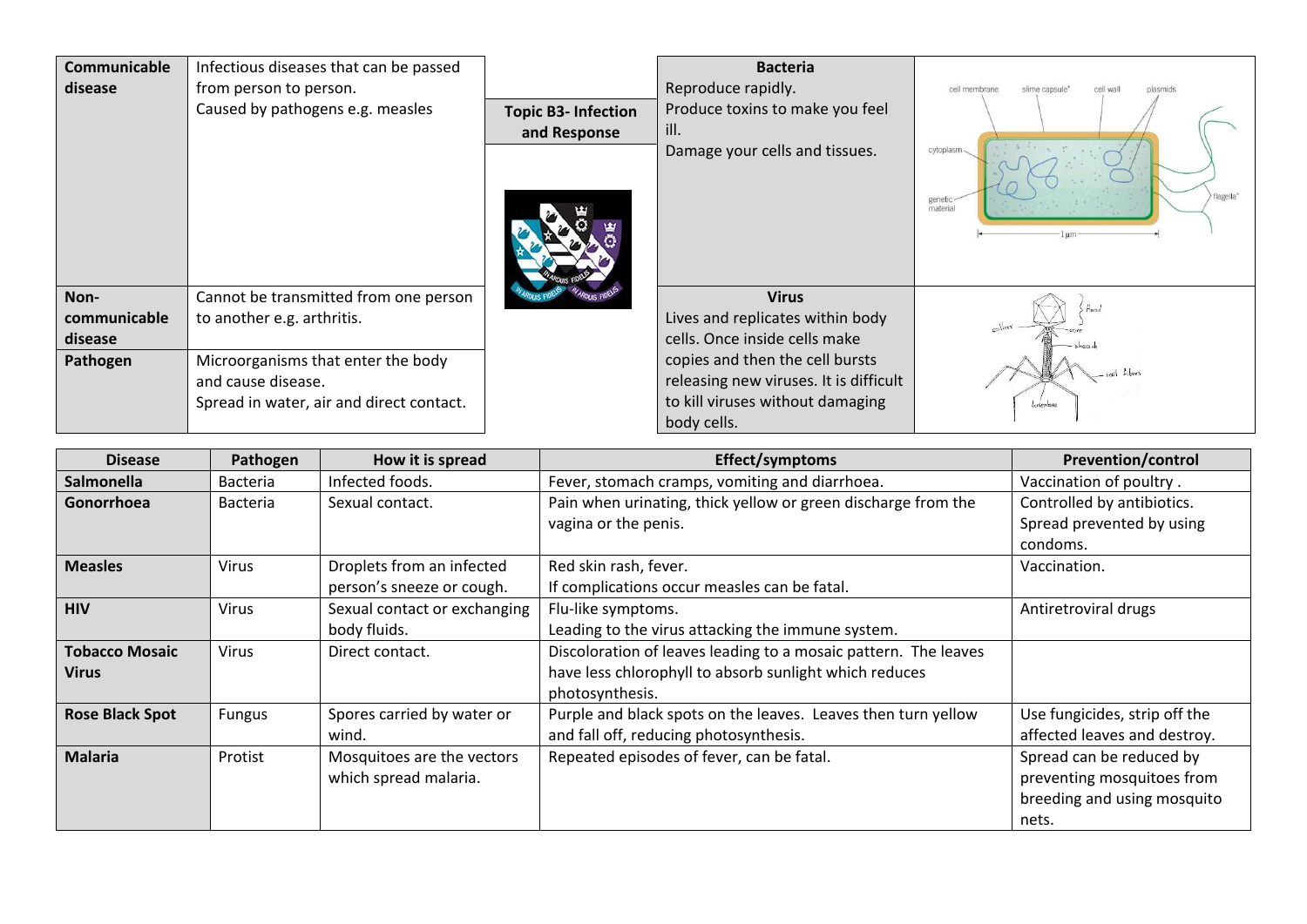## Topic B3- Infection and Response

| | |
|---|---|
| **Communicable disease** | Infectious diseases that can be passed from person to person.<br>Caused by pathogens e.g. measles |
| **Non-communicable disease** | Cannot be transmitted from one person to another e.g. arthritis. |
| **Pathogen** | Microorganisms that enter the body and cause disease.<br>Spread in water, air and direct contact. |

**Bacteria**

Reproduce rapidly.
Produce toxins to make you feel ill.
Damage your cells and tissues.

**Virus**

Lives and replicates within body cells. Once inside cells make copies and then the cell bursts releasing new viruses. It is difficult to kill viruses without damaging body cells.

| Disease | Pathogen | How it is spread | Effect/symptoms | Prevention/control |
|---|---|---|---|---|
| **Salmonella** | Bacteria | Infected foods. | Fever, stomach cramps, vomiting and diarrhoea. | Vaccination of poultry . |
| **Gonorrhoea** | Bacteria | Sexual contact. | Pain when urinating, thick yellow or green discharge from the vagina or the penis. | Controlled by antibiotics.<br>Spread prevented by using condoms. |
| **Measles** | Virus | Droplets from an infected person's sneeze or cough. | Red skin rash, fever.<br>If complications occur measles can be fatal. | Vaccination. |
| **HIV** | Virus | Sexual contact or exchanging body fluids. | Flu-like symptoms.<br>Leading to the virus attacking the immune system. | Antiretroviral drugs |
| **Tobacco Mosaic Virus** | Virus | Direct contact. | Discoloration of leaves leading to a mosaic pattern. The leaves have less chlorophyll to absorb sunlight which reduces photosynthesis. | |
| **Rose Black Spot** | Fungus | Spores carried by water or wind. | Purple and black spots on the leaves. Leaves then turn yellow and fall off, reducing photosynthesis. | Use fungicides, strip off the affected leaves and destroy. |
| **Malaria** | Protist | Mosquitoes are the vectors which spread malaria. | Repeated episodes of fever, can be fatal. | Spread can be reduced by preventing mosquitoes from breeding and using mosquito nets. |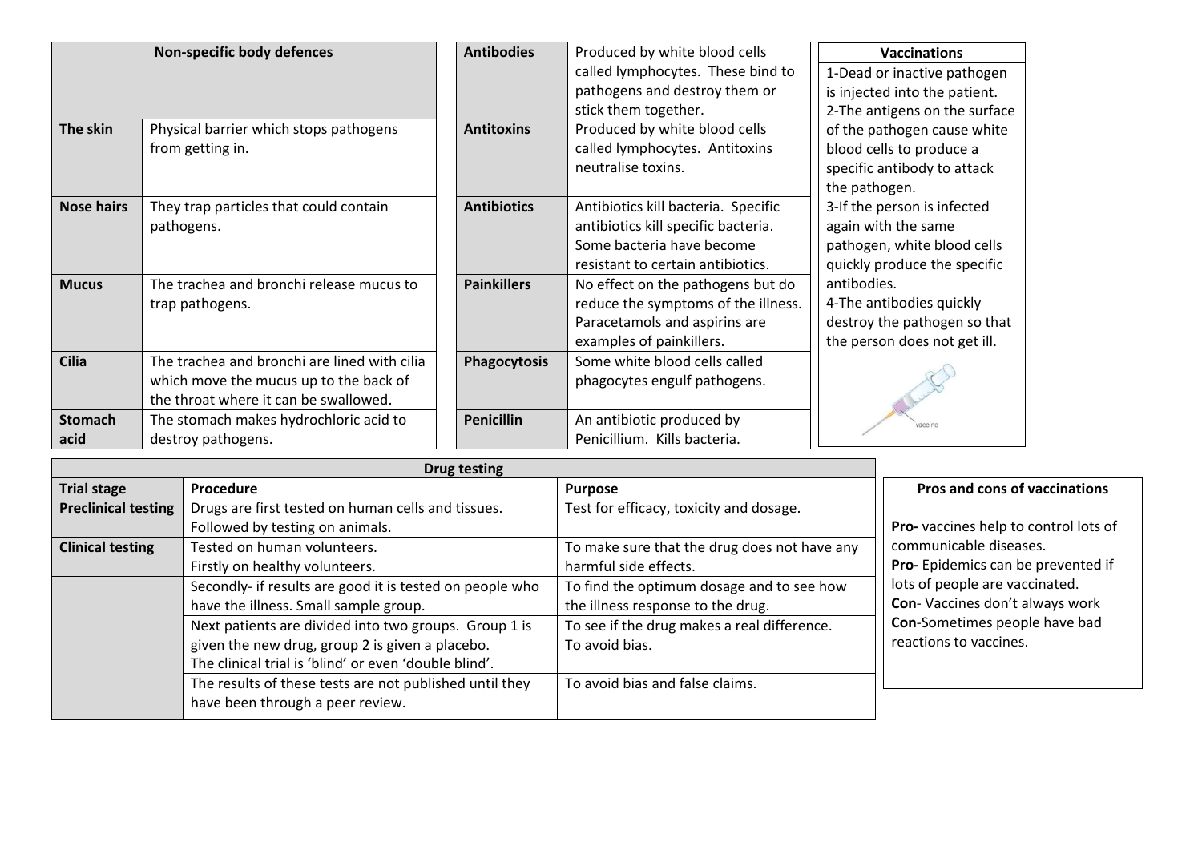| Non-specific body defences | |
|---|---|
| **The skin** | Physical barrier which stops pathogens from getting in. |
| **Nose hairs** | They trap particles that could contain pathogens. |
| **Mucus** | The trachea and bronchi release mucus to trap pathogens. |
| **Cilia** | The trachea and bronchi are lined with cilia which move the mucus up to the back of the throat where it can be swallowed. |
| **Stomach acid** | The stomach makes hydrochloric acid to destroy pathogens. |

| | |
|---|---|
| **Antibodies** | Produced by white blood cells called lymphocytes. These bind to pathogens and destroy them or stick them together. |
| **Antitoxins** | Produced by white blood cells called lymphocytes. Antitoxins neutralise toxins. |
| **Antibiotics** | Antibiotics kill bacteria. Specific antibiotics kill specific bacteria. Some bacteria have become resistant to certain antibiotics. |
| **Painkillers** | No effect on the pathogens but do reduce the symptoms of the illness. Paracetamols and aspirins are examples of painkillers. |
| **Phagocytosis** | Some white blood cells called phagocytes engulf pathogens. |
| **Penicillin** | An antibiotic produced by Penicillium. Kills bacteria. |

**Vaccinations**

1-Dead or inactive pathogen is injected into the patient.
2-The antigens on the surface of the pathogen cause white blood cells to produce a specific antibody to attack the pathogen.
3-If the person is infected again with the same pathogen, white blood cells quickly produce the specific antibodies.
4-The antibodies quickly destroy the pathogen so that the person does not get ill.

vaccine

**Drug testing**

| Trial stage | Procedure | Purpose |
|---|---|---|
| **Preclinical testing** | Drugs are first tested on human cells and tissues. Followed by testing on animals. | Test for efficacy, toxicity and dosage. |
| **Clinical testing** | Tested on human volunteers. Firstly on healthy volunteers. | To make sure that the drug does not have any harmful side effects. |
| | Secondly- if results are good it is tested on people who have the illness. Small sample group. | To find the optimum dosage and to see how the illness response to the drug. |
| | Next patients are divided into two groups. Group 1 is given the new drug, group 2 is given a placebo. The clinical trial is 'blind' or even 'double blind'. | To see if the drug makes a real difference. To avoid bias. |
| | The results of these tests are not published until they have been through a peer review. | To avoid bias and false claims. |

**Pros and cons of vaccinations**

**Pro-** vaccines help to control lots of communicable diseases.
**Pro-** Epidemics can be prevented if lots of people are vaccinated.
**Con**- Vaccines don't always work
**Con**-Sometimes people have bad reactions to vaccines.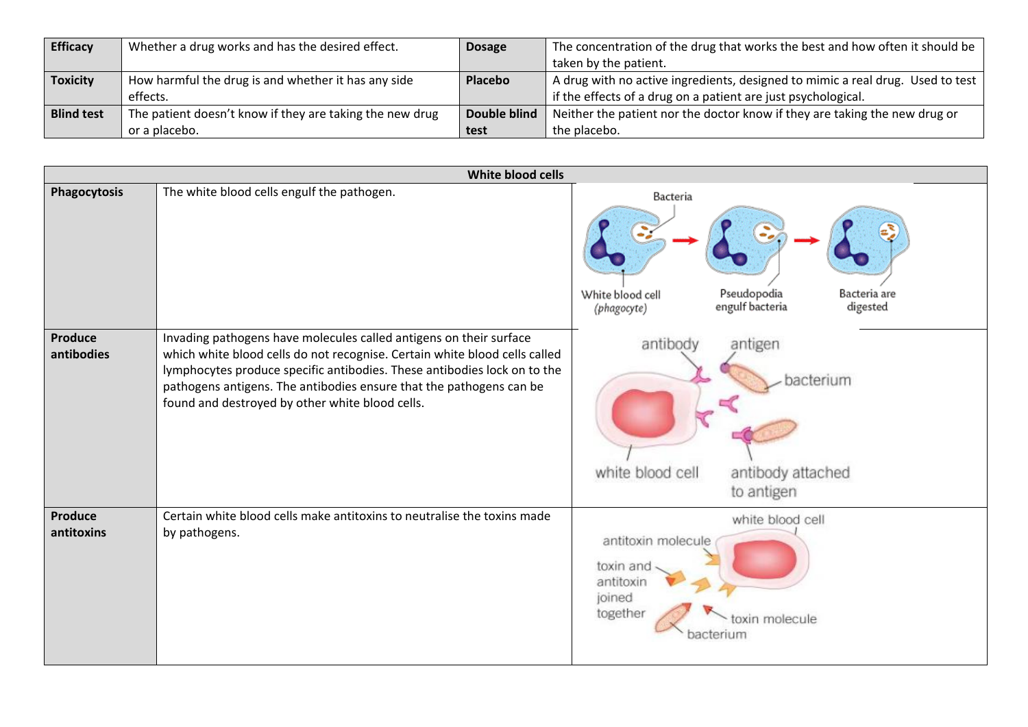| | | | |
|---|---|---|---|
| **Efficacy** | Whether a drug works and has the desired effect. | **Dosage** | The concentration of the drug that works the best and how often it should be taken by the patient. |
| **Toxicity** | How harmful the drug is and whether it has any side effects. | **Placebo** | A drug with no active ingredients, designed to mimic a real drug. Used to test if the effects of a drug on a patient are just psychological. |
| **Blind test** | The patient doesn't know if they are taking the new drug or a placebo. | **Double blind test** | Neither the patient nor the doctor know if they are taking the new drug or the placebo. |

| White blood cells | | |
|---|---|---|
| **Phagocytosis** | The white blood cells engulf the pathogen. | Bacteria<br>White blood cell (*phagocyte*)<br>Pseudopodia engulf bacteria<br>Bacteria are digested |
| **Produce antibodies** | Invading pathogens have molecules called antigens on their surface which white blood cells do not recognise. Certain white blood cells called lymphocytes produce specific antibodies. These antibodies lock on to the pathogens antigens. The antibodies ensure that the pathogens can be found and destroyed by other white blood cells. | antibody<br>antigen<br>bacterium<br>white blood cell<br>antibody attached to antigen |
| **Produce antitoxins** | Certain white blood cells make antitoxins to neutralise the toxins made by pathogens. | white blood cell<br>antitoxin molecule<br>toxin and antitoxin joined together<br>toxin molecule<br>bacterium |